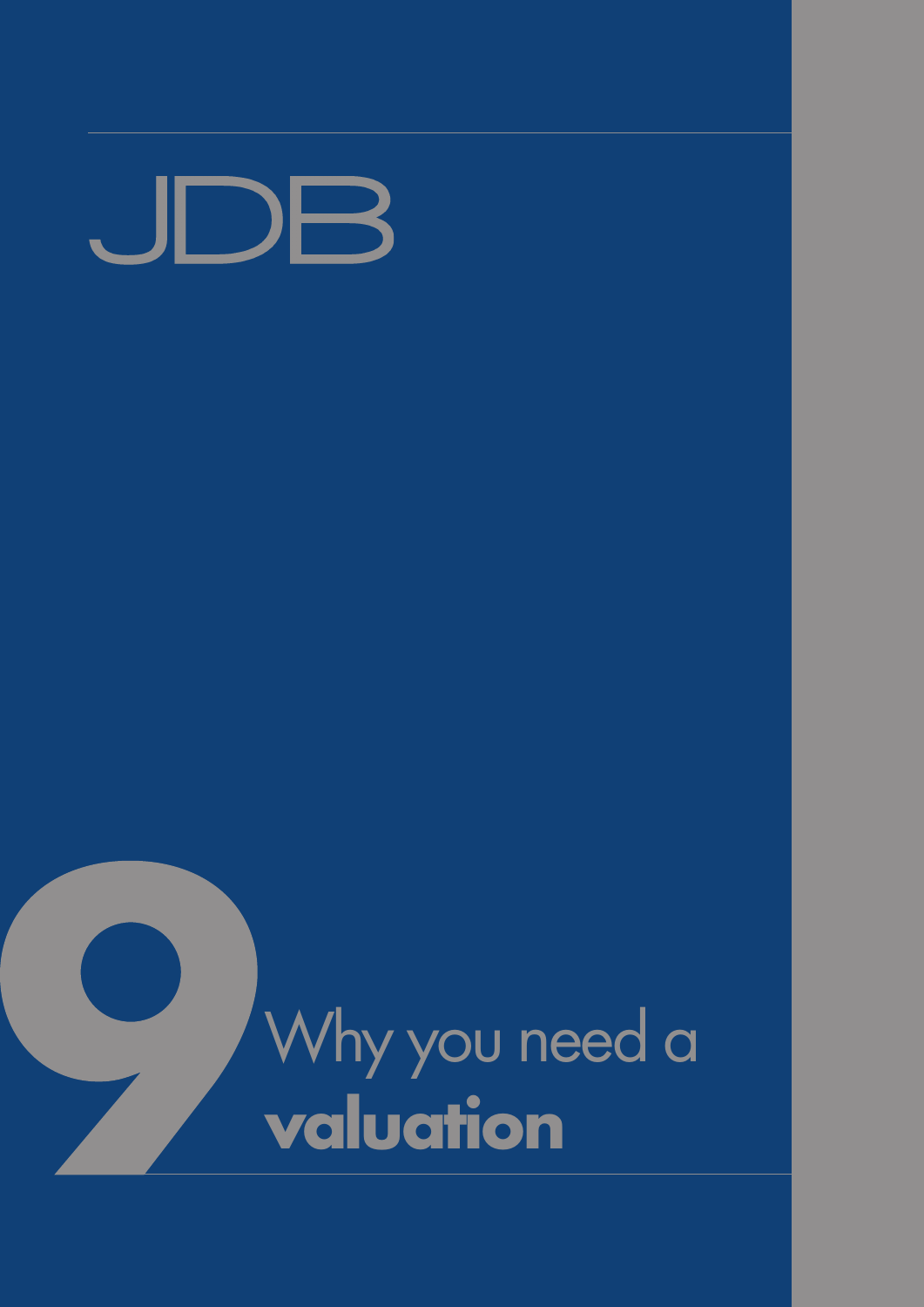JDB

# 9 Why you need a **valuation**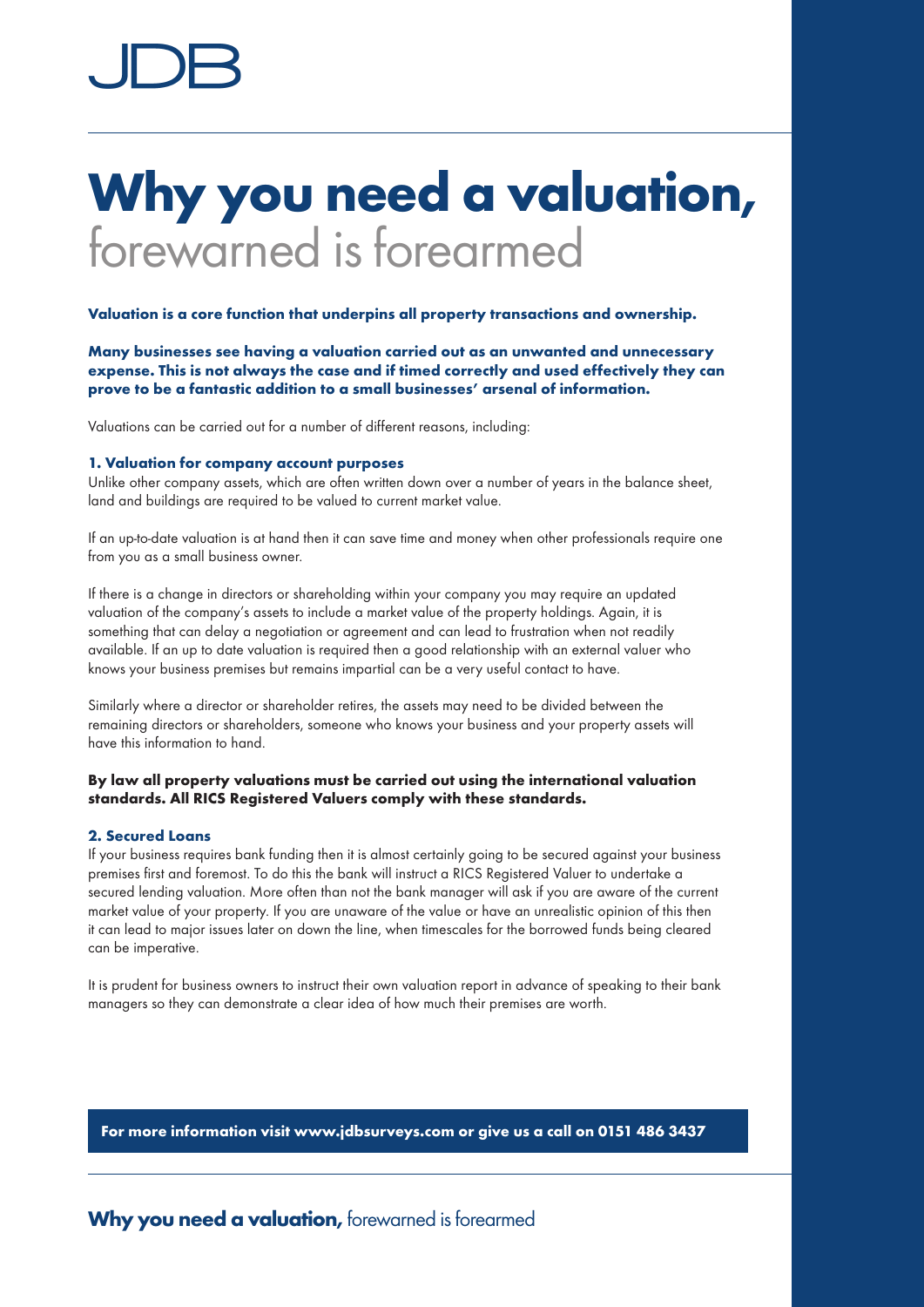# Why you need a valuation, forewarned is forearmed

**Valuation is a core function that underpins all property transactions and ownership.**

**Many businesses see having a valuation carried out as an unwanted and unnecessary expense. This is not always the case and if timed correctly and used effectively they can prove to be a fantastic addition to a small businesses' arsenal of information.**

Valuations can be carried out for a number of different reasons, including:

### 1. Valuation for company account purposes

Unlike other company assets, which are often written down over a number of years in the balance sheet, land and buildings are required to be valued to current market value.

If an up-to-date valuation is at hand then it can save time and money when other professionals require one from you as a small business owner.

If there is a change in directors or shareholding within your company you may require an updated valuation of the company's assets to include a market value of the property holdings. Again, it is something that can delay a negotiation or agreement and can lead to frustration when not readily available. If an up to date valuation is required then a good relationship with an external valuer who knows your business premises but remains impartial can be a very useful contact to have.

Similarly where a director or shareholder retires, the assets may need to be divided between the remaining directors or shareholders, someone who knows your business and your property assets will have this information to hand.

**By law all property valuations must be carried out using the international valuation standards. All RICS Registered Valuers comply with these standards.**

### 2. Secured Loans

If your business requires bank funding then it is almost certainly going to be secured against your business premises first and foremost. To do this the bank will instruct a RICS Registered Valuer to undertake a secured lending valuation. More often than not the bank manager will ask if you are aware of the current market value of your property. If you are unaware of the value or have an unrealistic opinion of this then it can lead to major issues later on down the line, when timescales for the borrowed funds being cleared can be imperative.

It is prudent for business owners to instruct their own valuation report in advance of speaking to their bank managers so they can demonstrate a clear idea of how much their premises are worth.

**For more information visit www.jdbsurveys.com or give us a call on 0151 486 3437**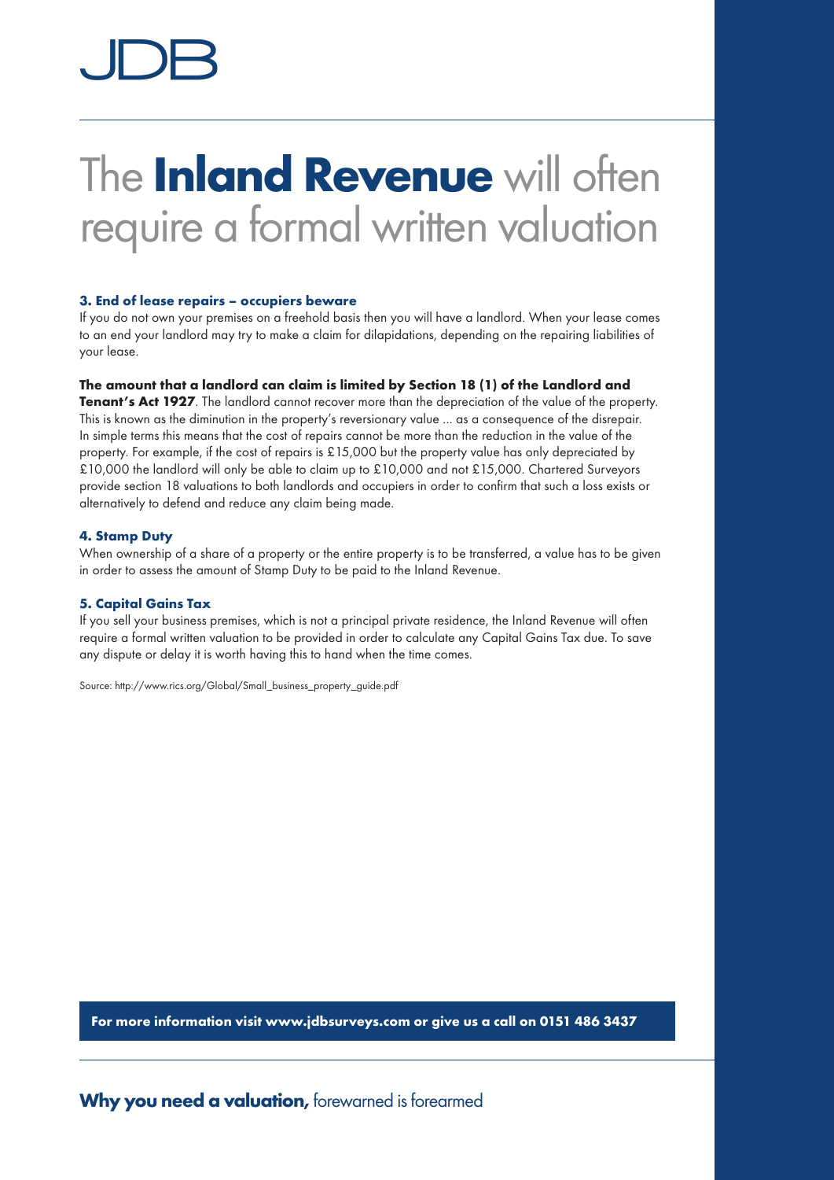JDB

# The **Inland Revenue** will often require a formal written valuation

### 3. End of lease repairs – occupiers beware

If you do not own your premises on a freehold basis then you will have a landlord. When your lease comes to an end your landlord may try to make a claim for dilapidations, depending on the repairing liabilities of your lease.

**The amount that a landlord can claim is limited by Section 18 (1) of the Landlord and Tenant's Act 1927**. The landlord cannot recover more than the depreciation of the value of the property. This is known as the diminution in the property's reversionary value ... as a consequence of the disrepair. In simple terms this means that the cost of repairs cannot be more than the reduction in the value of the property. For example, if the cost of repairs is £15,000 but the property value has only depreciated by £10,000 the landlord will only be able to claim up to £10,000 and not £15,000. Chartered Surveyors provide section 18 valuations to both landlords and occupiers in order to confirm that such a loss exists or alternatively to defend and reduce any claim being made.

### 4. Stamp Duty

When ownership of a share of a property or the entire property is to be transferred, a value has to be given in order to assess the amount of Stamp Duty to be paid to the Inland Revenue.

### 5. Capital Gains Tax

If you sell your business premises, which is not a principal private residence, the Inland Revenue will often require a formal written valuation to be provided in order to calculate any Capital Gains Tax due. To save any dispute or delay it is worth having this to hand when the time comes.

Source: http://www.rics.org/Global/Small_business_property_guide.pdf

**For more information visit www.jdbsurveys.com or give us a call on 0151 486 3437**

**Why you need a valuation,** forewarned is forearmed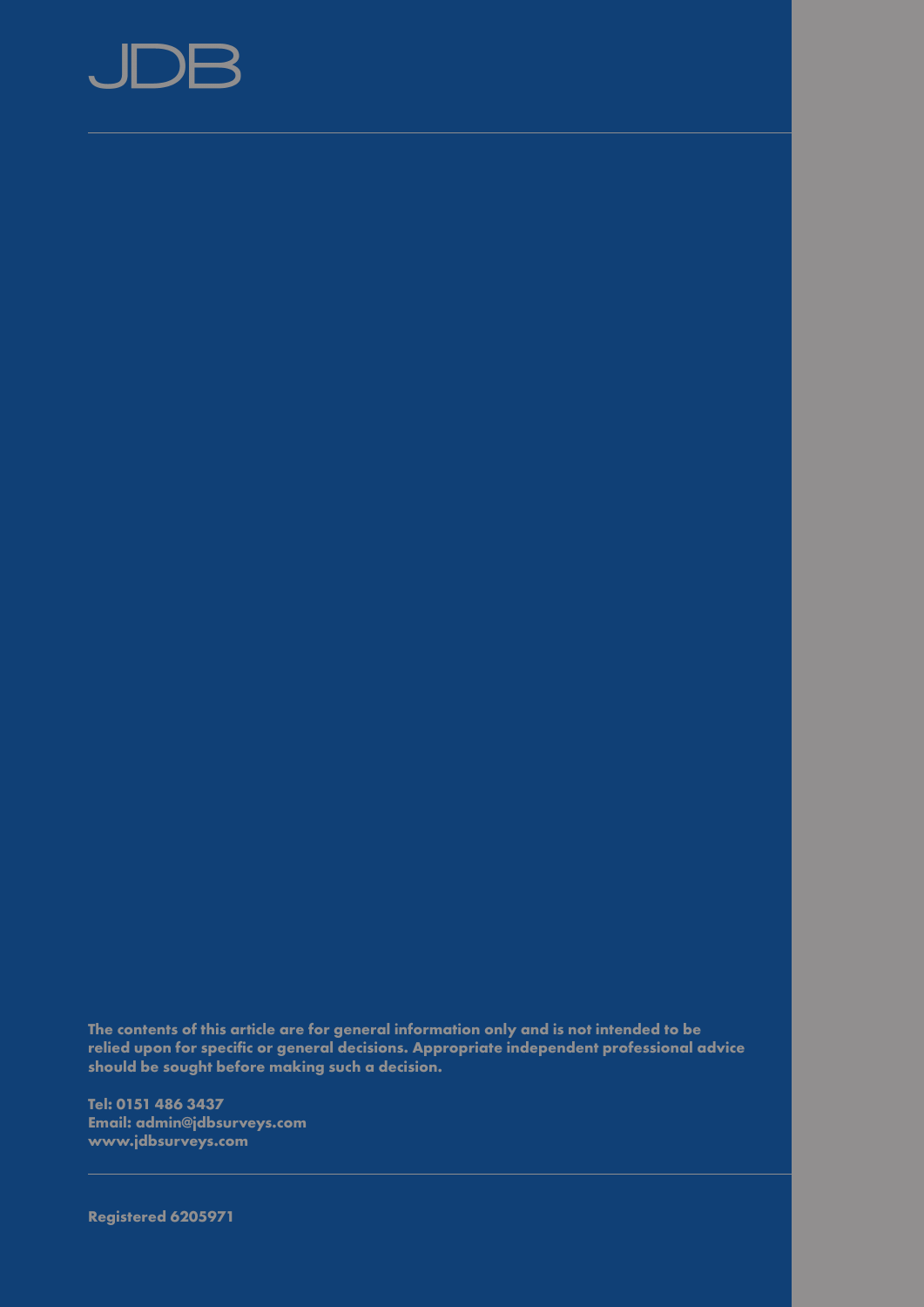JDB

**The contents of this article are for general information only and is not intended to be relied upon for specific or general decisions. Appropriate independent professional advice should be sought before making such a decision.**

**Tel: 0151 486 3437**
**Email: admin@jdbsurveys.com**
**www.jdbsurveys.com**

**Registered 6205971**